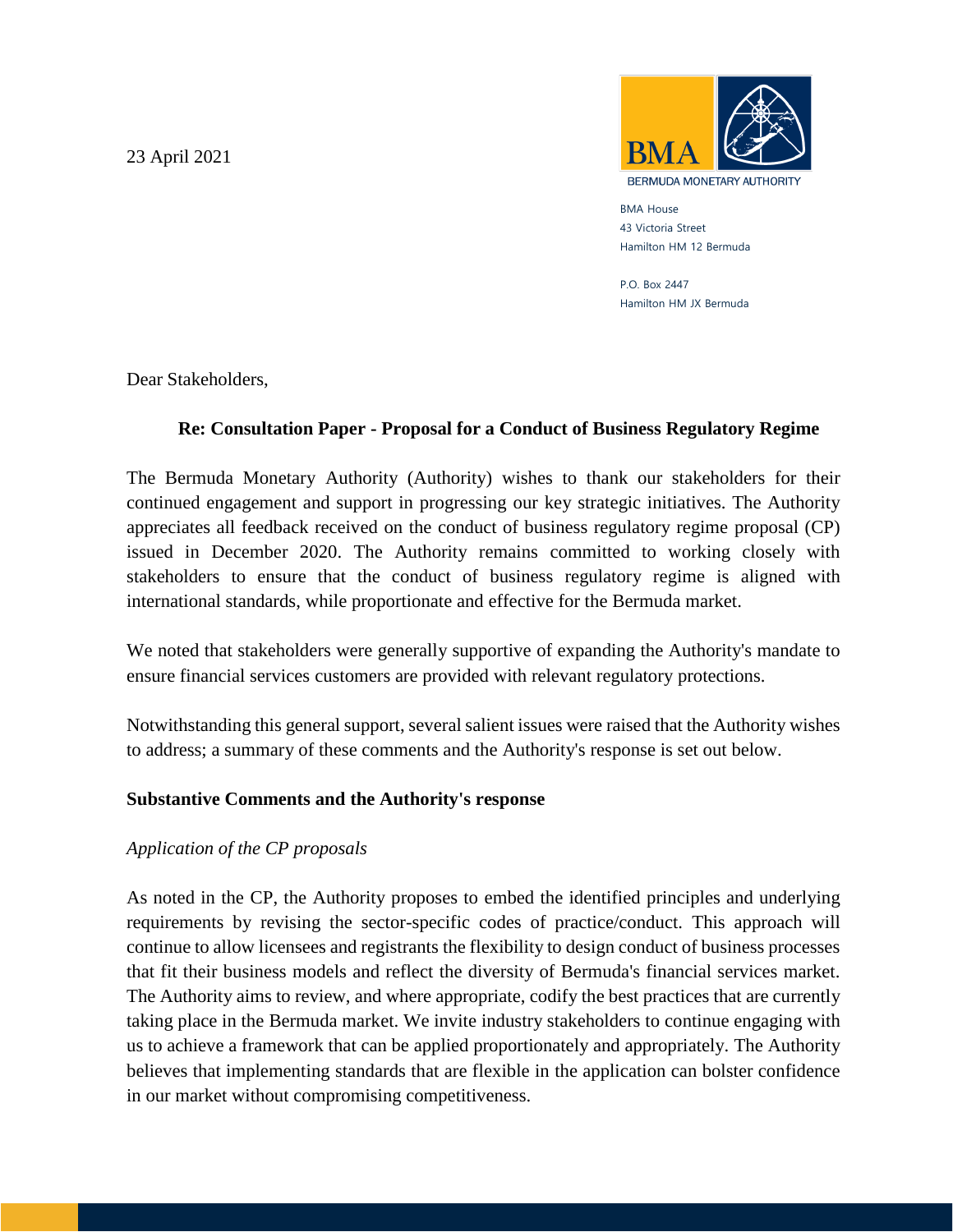23 April 2021

BMA
BERMUDA MONETARY AUTHORITY

BMA House
43 Victoria Street
Hamilton HM 12 Bermuda

P.O. Box 2447
Hamilton HM JX Bermuda

Dear Stakeholders,

**Re: Consultation Paper - Proposal for a Conduct of Business Regulatory Regime**

The Bermuda Monetary Authority (Authority) wishes to thank our stakeholders for their continued engagement and support in progressing our key strategic initiatives. The Authority appreciates all feedback received on the conduct of business regulatory regime proposal (CP) issued in December 2020. The Authority remains committed to working closely with stakeholders to ensure that the conduct of business regulatory regime is aligned with international standards, while proportionate and effective for the Bermuda market.

We noted that stakeholders were generally supportive of expanding the Authority's mandate to ensure financial services customers are provided with relevant regulatory protections.

Notwithstanding this general support, several salient issues were raised that the Authority wishes to address; a summary of these comments and the Authority's response is set out below.

**Substantive Comments and the Authority's response**

*Application of the CP proposals*

As noted in the CP, the Authority proposes to embed the identified principles and underlying requirements by revising the sector-specific codes of practice/conduct. This approach will continue to allow licensees and registrants the flexibility to design conduct of business processes that fit their business models and reflect the diversity of Bermuda's financial services market. The Authority aims to review, and where appropriate, codify the best practices that are currently taking place in the Bermuda market. We invite industry stakeholders to continue engaging with us to achieve a framework that can be applied proportionately and appropriately. The Authority believes that implementing standards that are flexible in the application can bolster confidence in our market without compromising competitiveness.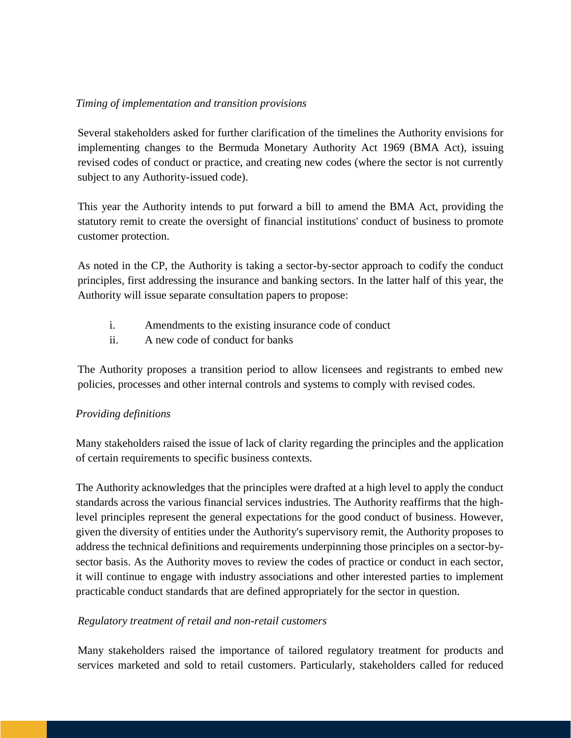*Timing of implementation and transition provisions*

Several stakeholders asked for further clarification of the timelines the Authority envisions for implementing changes to the Bermuda Monetary Authority Act 1969 (BMA Act), issuing revised codes of conduct or practice, and creating new codes (where the sector is not currently subject to any Authority-issued code).

This year the Authority intends to put forward a bill to amend the BMA Act, providing the statutory remit to create the oversight of financial institutions' conduct of business to promote customer protection.

As noted in the CP, the Authority is taking a sector-by-sector approach to codify the conduct principles, first addressing the insurance and banking sectors. In the latter half of this year, the Authority will issue separate consultation papers to propose:

i. Amendments to the existing insurance code of conduct
ii. A new code of conduct for banks

The Authority proposes a transition period to allow licensees and registrants to embed new policies, processes and other internal controls and systems to comply with revised codes.

*Providing definitions*

Many stakeholders raised the issue of lack of clarity regarding the principles and the application of certain requirements to specific business contexts.

The Authority acknowledges that the principles were drafted at a high level to apply the conduct standards across the various financial services industries. The Authority reaffirms that the high-level principles represent the general expectations for the good conduct of business. However, given the diversity of entities under the Authority's supervisory remit, the Authority proposes to address the technical definitions and requirements underpinning those principles on a sector-by-sector basis. As the Authority moves to review the codes of practice or conduct in each sector, it will continue to engage with industry associations and other interested parties to implement practicable conduct standards that are defined appropriately for the sector in question.

*Regulatory treatment of retail and non-retail customers*

Many stakeholders raised the importance of tailored regulatory treatment for products and services marketed and sold to retail customers. Particularly, stakeholders called for reduced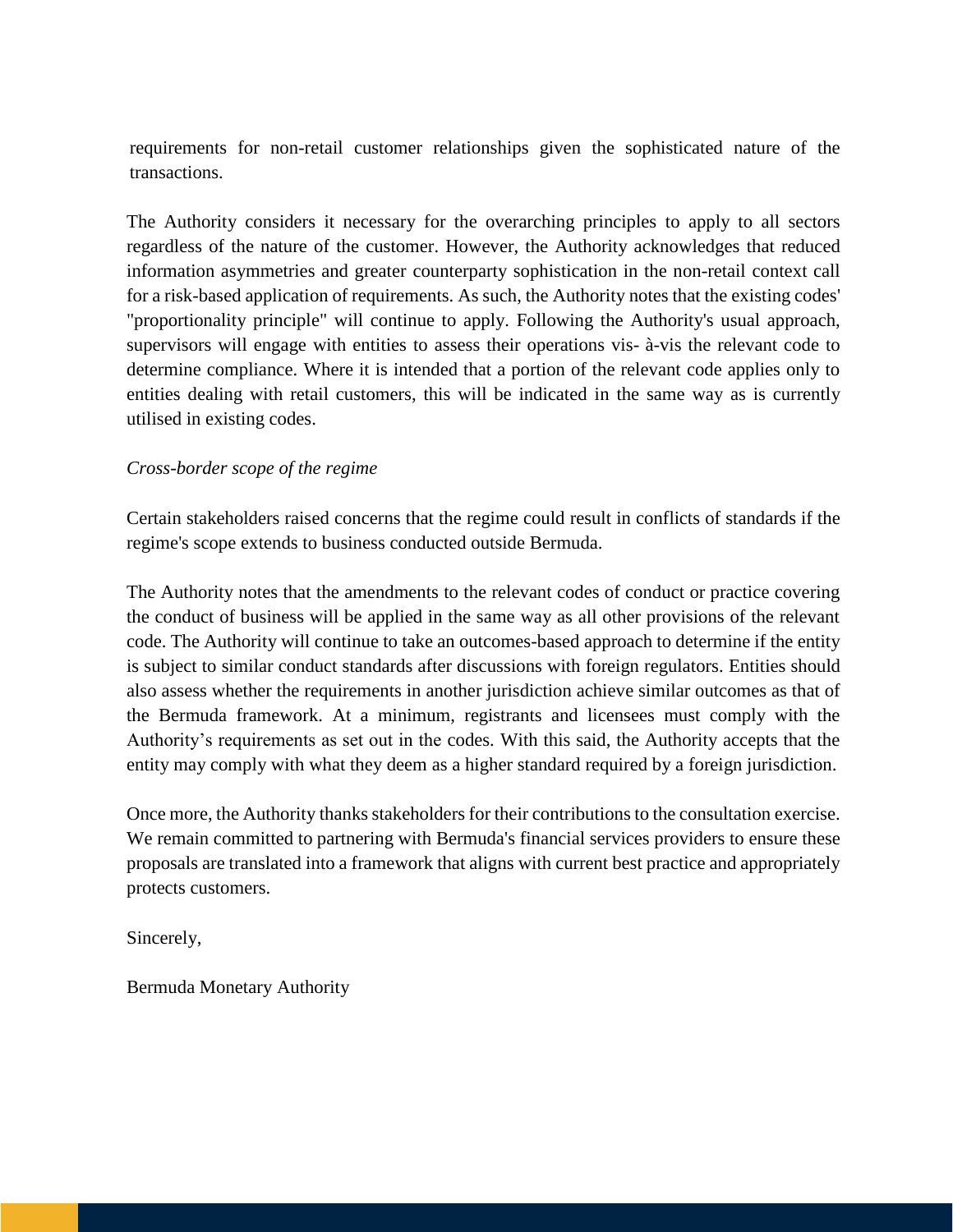requirements for non-retail customer relationships given the sophisticated nature of the transactions.

The Authority considers it necessary for the overarching principles to apply to all sectors regardless of the nature of the customer. However, the Authority acknowledges that reduced information asymmetries and greater counterparty sophistication in the non-retail context call for a risk-based application of requirements. As such, the Authority notes that the existing codes' "proportionality principle" will continue to apply. Following the Authority's usual approach, supervisors will engage with entities to assess their operations vis- à-vis the relevant code to determine compliance. Where it is intended that a portion of the relevant code applies only to entities dealing with retail customers, this will be indicated in the same way as is currently utilised in existing codes.

*Cross-border scope of the regime*

Certain stakeholders raised concerns that the regime could result in conflicts of standards if the regime's scope extends to business conducted outside Bermuda.

The Authority notes that the amendments to the relevant codes of conduct or practice covering the conduct of business will be applied in the same way as all other provisions of the relevant code. The Authority will continue to take an outcomes-based approach to determine if the entity is subject to similar conduct standards after discussions with foreign regulators. Entities should also assess whether the requirements in another jurisdiction achieve similar outcomes as that of the Bermuda framework. At a minimum, registrants and licensees must comply with the Authority's requirements as set out in the codes. With this said, the Authority accepts that the entity may comply with what they deem as a higher standard required by a foreign jurisdiction.

Once more, the Authority thanks stakeholders for their contributions to the consultation exercise. We remain committed to partnering with Bermuda's financial services providers to ensure these proposals are translated into a framework that aligns with current best practice and appropriately protects customers.

Sincerely,

Bermuda Monetary Authority